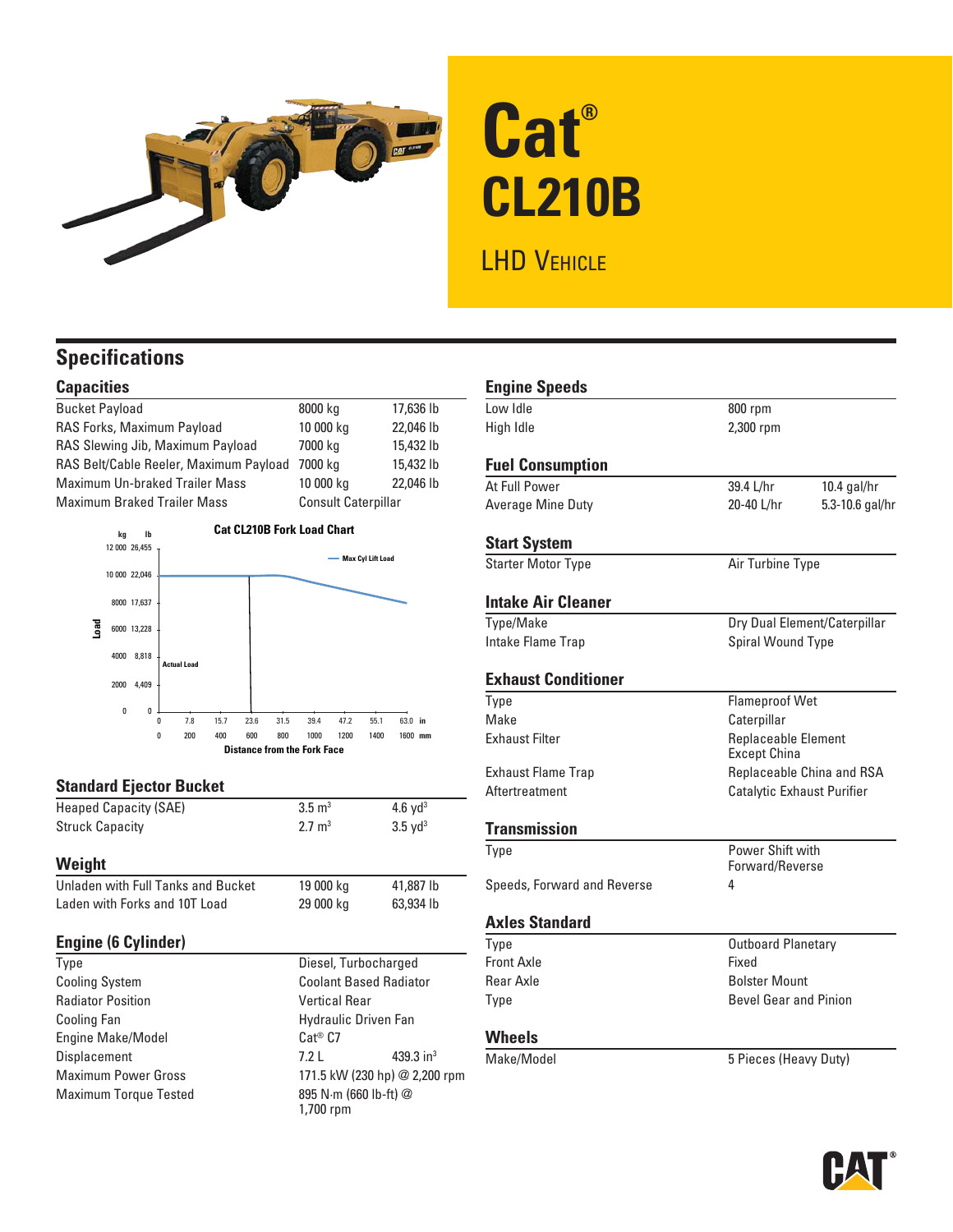# Cat® CL210B

LHD Vehicle

## Specifications

### Capacities

| | | |
|---|---|---|
| Bucket Payload | 8000 kg | 17,636 lb |
| RAS Forks, Maximum Payload | 10 000 kg | 22,046 lb |
| RAS Slewing Jib, Maximum Payload | 7000 kg | 15,432 lb |
| RAS Belt/Cable Reeler, Maximum Payload | 7000 kg | 15,432 lb |
| Maximum Un-braked Trailer Mass | 10 000 kg | 22,046 lb |
| Maximum Braked Trailer Mass | Consult Caterpillar | |

**Cat CL210B Fork Load Chart**

Load (kg / lb): 0 / 0; 2000 / 4,409; 4000 / 8,818; 6000 / 13,228; 8000 / 17,637; 10 000 / 22,046; 12 000 / 26,455

Distance from the Fork Face: 0, 7.8, 15.7, 23.6, 31.5, 39.4, 47.2, 55.1, 63.0 in; 0, 200, 400, 600, 800, 1000, 1200, 1400, 1600 mm

Legend: Max Cyl Lift Load; Actual Load

### Standard Ejector Bucket

| | | |
|---|---|---|
| Heaped Capacity (SAE) | 3.5 $m^3$ | 4.6 $yd^3$ |
| Struck Capacity | 2.7 $m^3$ | 3.5 $yd^3$ |

### Weight

| | | |
|---|---|---|
| Unladen with Full Tanks and Bucket | 19 000 kg | 41,887 lb |
| Laden with Forks and 10T Load | 29 000 kg | 63,934 lb |

### Engine (6 Cylinder)

| | | |
|---|---|---|
| Type | Diesel, Turbocharged | |
| Cooling System | Coolant Based Radiator | |
| Radiator Position | Vertical Rear | |
| Cooling Fan | Hydraulic Driven Fan | |
| Engine Make/Model | Cat® C7 | |
| Displacement | 7.2 L | 439.3 $in^3$ |
| Maximum Power Gross | 171.5 kW (230 hp) @ 2,200 rpm | |
| Maximum Torque Tested | 895 N·m (660 lb-ft) @ 1,700 rpm | |

### Engine Speeds

| | |
|---|---|
| Low Idle | 800 rpm |
| High Idle | 2,300 rpm |

### Fuel Consumption

| | | |
|---|---|---|
| At Full Power | 39.4 L/hr | 10.4 gal/hr |
| Average Mine Duty | 20-40 L/hr | 5.3-10.6 gal/hr |

### Start System

| | |
|---|---|
| Starter Motor Type | Air Turbine Type |

### Intake Air Cleaner

| | |
|---|---|
| Type/Make | Dry Dual Element/Caterpillar |
| Intake Flame Trap | Spiral Wound Type |

### Exhaust Conditioner

| | |
|---|---|
| Type | Flameproof Wet |
| Make | Caterpillar |
| Exhaust Filter | Replaceable Element Except China |
| Exhaust Flame Trap | Replaceable China and RSA |
| Aftertreatment | Catalytic Exhaust Purifier |

### Transmission

| | |
|---|---|
| Type | Power Shift with Forward/Reverse |
| Speeds, Forward and Reverse | 4 |

### Axles Standard

| | |
|---|---|
| Type | Outboard Planetary |
| Front Axle | Fixed |
| Rear Axle | Bolster Mount |
| Type | Bevel Gear and Pinion |

### Wheels

| | |
|---|---|
| Make/Model | 5 Pieces (Heavy Duty) |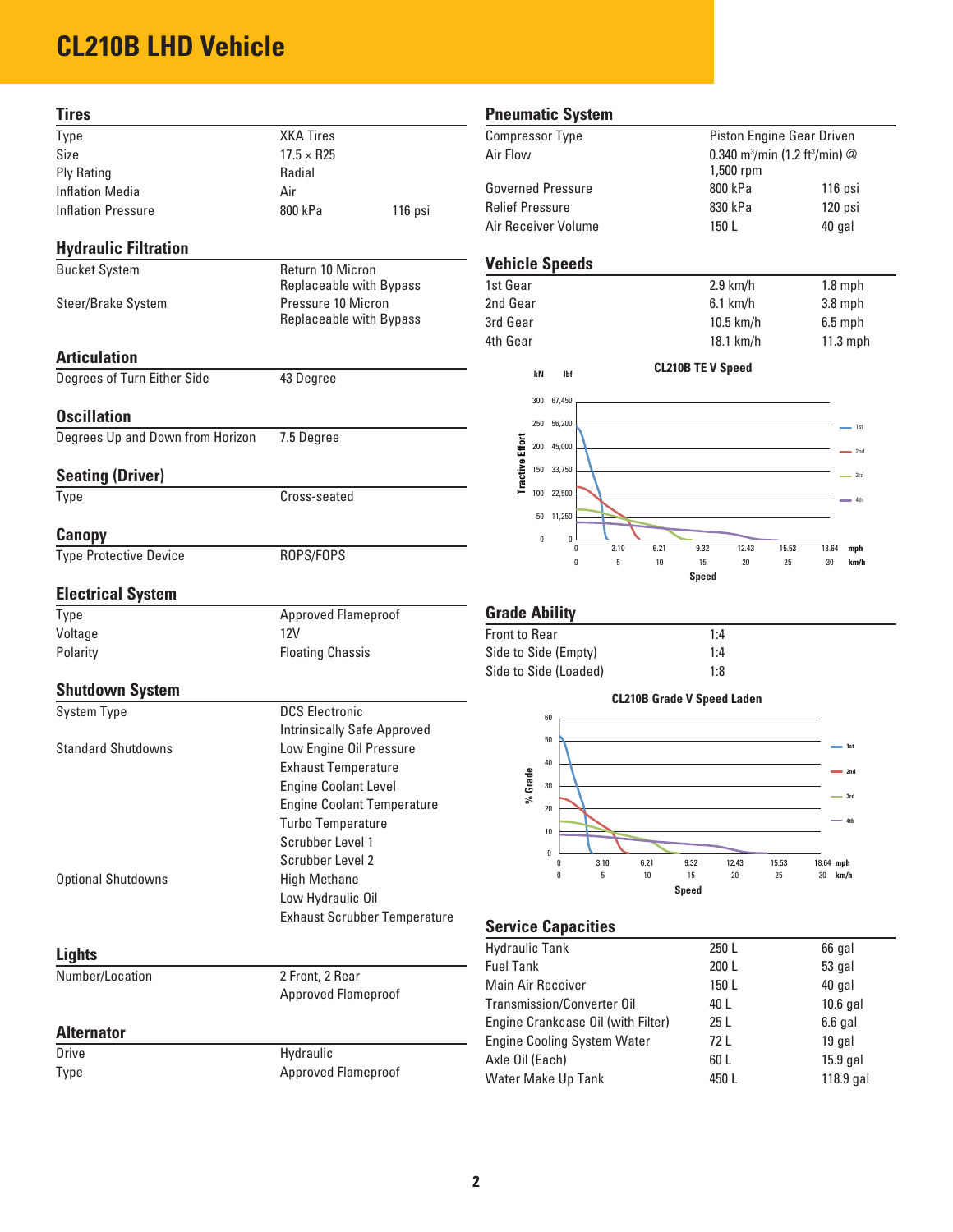# CL210B LHD Vehicle

## Tires

| | | |
|---|---|---|
| Type | XKA Tires | |
| Size | 17.5 × R25 | |
| Ply Rating | Radial | |
| Inflation Media | Air | |
| Inflation Pressure | 800 kPa | 116 psi |

## Hydraulic Filtration

| | |
|---|---|
| Bucket System | Return 10 Micron Replaceable with Bypass |
| Steer/Brake System | Pressure 10 Micron Replaceable with Bypass |

## Articulation

| | |
|---|---|
| Degrees of Turn Either Side | 43 Degree |

## Oscillation

| | |
|---|---|
| Degrees Up and Down from Horizon | 7.5 Degree |

## Seating (Driver)

| | |
|---|---|
| Type | Cross-seated |

## Canopy

| | |
|---|---|
| Type Protective Device | ROPS/FOPS |

## Electrical System

| | |
|---|---|
| Type | Approved Flameproof |
| Voltage | 12V |
| Polarity | Floating Chassis |

## Shutdown System

| | |
|---|---|
| System Type | DCS Electronic Intrinsically Safe Approved |
| Standard Shutdowns | Low Engine Oil Pressure<br>Exhaust Temperature<br>Engine Coolant Level<br>Engine Coolant Temperature<br>Turbo Temperature<br>Scrubber Level 1<br>Scrubber Level 2 |
| Optional Shutdowns | High Methane<br>Low Hydraulic Oil<br>Exhaust Scrubber Temperature |

## Lights

| | |
|---|---|
| Number/Location | 2 Front, 2 Rear Approved Flameproof |

## Alternator

| | |
|---|---|
| Drive | Hydraulic |
| Type | Approved Flameproof |

## Pneumatic System

| | | |
|---|---|---|
| Compressor Type | Piston Engine Gear Driven | |
| Air Flow | 0.340 $m^3$/min (1.2 $ft^3$/min) @ 1,500 rpm | |
| Governed Pressure | 800 kPa | 116 psi |
| Relief Pressure | 830 kPa | 120 psi |
| Air Receiver Volume | 150 L | 40 gal |

## Vehicle Speeds

| | | |
|---|---|---|
| 1st Gear | 2.9 km/h | 1.8 mph |
| 2nd Gear | 6.1 km/h | 3.8 mph |
| 3rd Gear | 10.5 km/h | 6.5 mph |
| 4th Gear | 18.1 km/h | 11.3 mph |

**CL210B TE V Speed**

## Grade Ability

| | |
|---|---|
| Front to Rear | 1:4 |
| Side to Side (Empty) | 1:4 |
| Side to Side (Loaded) | 1:8 |

**CL210B Grade V Speed Laden**

## Service Capacities

| | | |
|---|---|---|
| Hydraulic Tank | 250 L | 66 gal |
| Fuel Tank | 200 L | 53 gal |
| Main Air Receiver | 150 L | 40 gal |
| Transmission/Converter Oil | 40 L | 10.6 gal |
| Engine Crankcase Oil (with Filter) | 25 L | 6.6 gal |
| Engine Cooling System Water | 72 L | 19 gal |
| Axle Oil (Each) | 60 L | 15.9 gal |
| Water Make Up Tank | 450 L | 118.9 gal |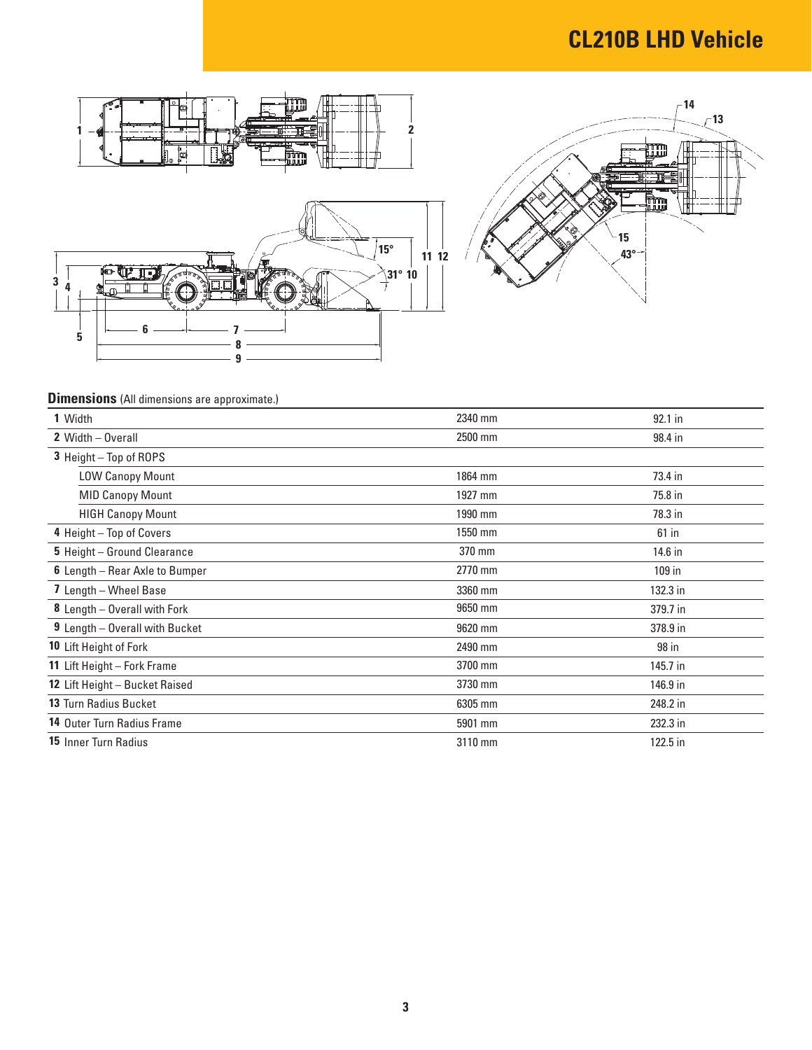# CL210B LHD Vehicle

## Dimensions (All dimensions are approximate.)

| | | |
|---|---|---|
| **1** Width | 2340 mm | 92.1 in |
| **2** Width – Overall | 2500 mm | 98.4 in |
| **3** Height – Top of ROPS | | |
| LOW Canopy Mount | 1864 mm | 73.4 in |
| MID Canopy Mount | 1927 mm | 75.8 in |
| HIGH Canopy Mount | 1990 mm | 78.3 in |
| **4** Height – Top of Covers | 1550 mm | 61 in |
| **5** Height – Ground Clearance | 370 mm | 14.6 in |
| **6** Length – Rear Axle to Bumper | 2770 mm | 109 in |
| **7** Length – Wheel Base | 3360 mm | 132.3 in |
| **8** Length – Overall with Fork | 9650 mm | 379.7 in |
| **9** Length – Overall with Bucket | 9620 mm | 378.9 in |
| **10** Lift Height of Fork | 2490 mm | 98 in |
| **11** Lift Height – Fork Frame | 3700 mm | 145.7 in |
| **12** Lift Height – Bucket Raised | 3730 mm | 146.9 in |
| **13** Turn Radius Bucket | 6305 mm | 248.2 in |
| **14** Outer Turn Radius Frame | 5901 mm | 232.3 in |
| **15** Inner Turn Radius | 3110 mm | 122.5 in |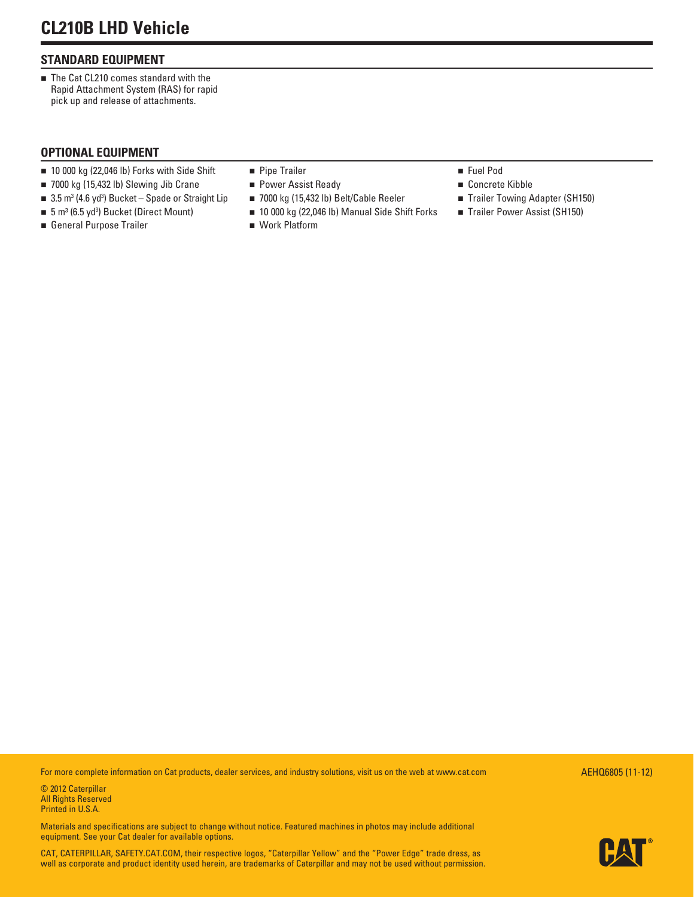# CL210B LHD Vehicle

## STANDARD EQUIPMENT

- The Cat CL210 comes standard with the Rapid Attachment System (RAS) for rapid pick up and release of attachments.

## OPTIONAL EQUIPMENT

- 10 000 kg (22,046 lb) Forks with Side Shift
- 7000 kg (15,432 lb) Slewing Jib Crane
- 3.5 $m^3$ (4.6 $yd^3$) Bucket – Spade or Straight Lip
- 5 $m^3$ (6.5 $yd^3$) Bucket (Direct Mount)
- General Purpose Trailer
- Pipe Trailer
- Power Assist Ready
- 7000 kg (15,432 lb) Belt/Cable Reeler
- 10 000 kg (22,046 lb) Manual Side Shift Forks
- Work Platform
- Fuel Pod
- Concrete Kibble
- Trailer Towing Adapter (SH150)
- Trailer Power Assist (SH150)

For more complete information on Cat products, dealer services, and industry solutions, visit us on the web at www.cat.com

AEHQ6805 (11-12)

© 2012 Caterpillar
All Rights Reserved
Printed in U.S.A.

Materials and specifications are subject to change without notice. Featured machines in photos may include additional equipment. See your Cat dealer for available options.

CAT, CATERPILLAR, SAFETY.CAT.COM, their respective logos, "Caterpillar Yellow" and the "Power Edge" trade dress, as well as corporate and product identity used herein, are trademarks of Caterpillar and may not be used without permission.